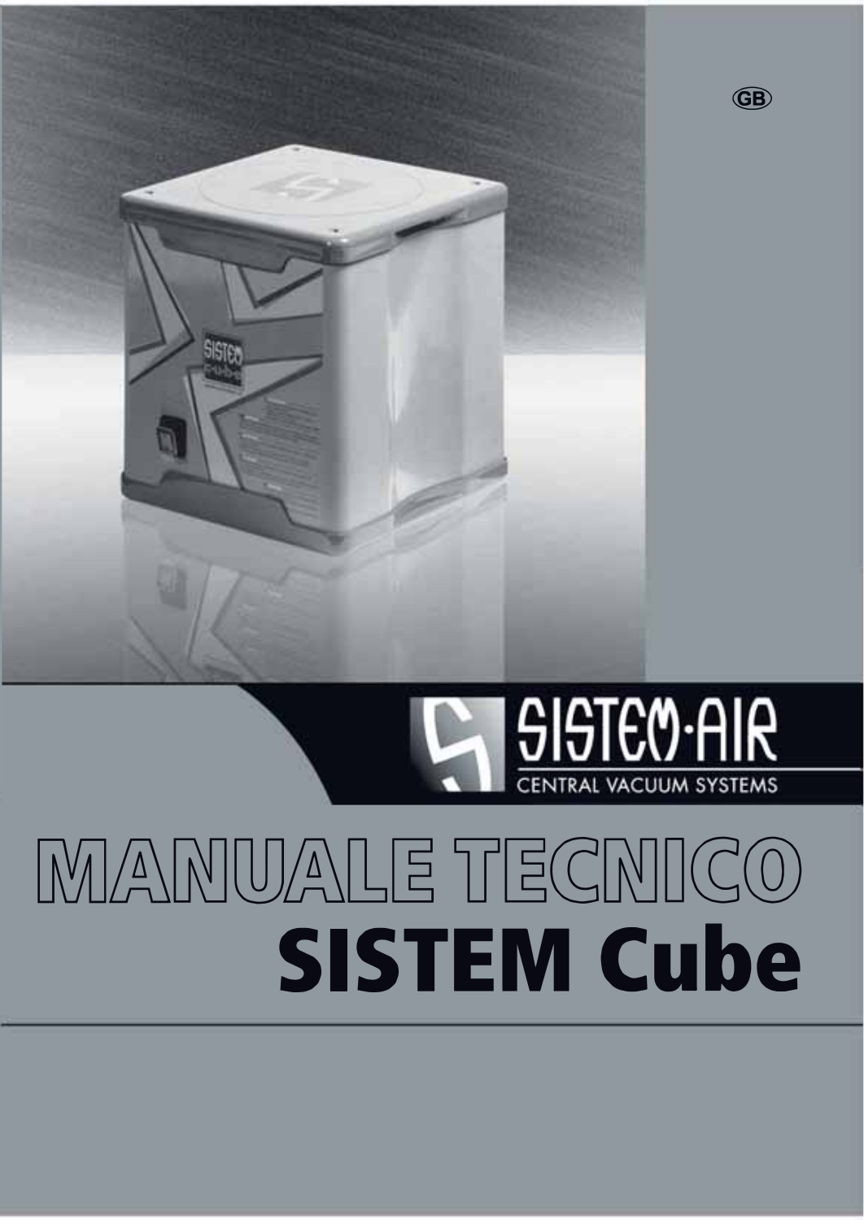GB

SISTEM·AIR

CENTRAL VACUUM SYSTEMS

# MANUALE TECNICO

# SISTEM Cube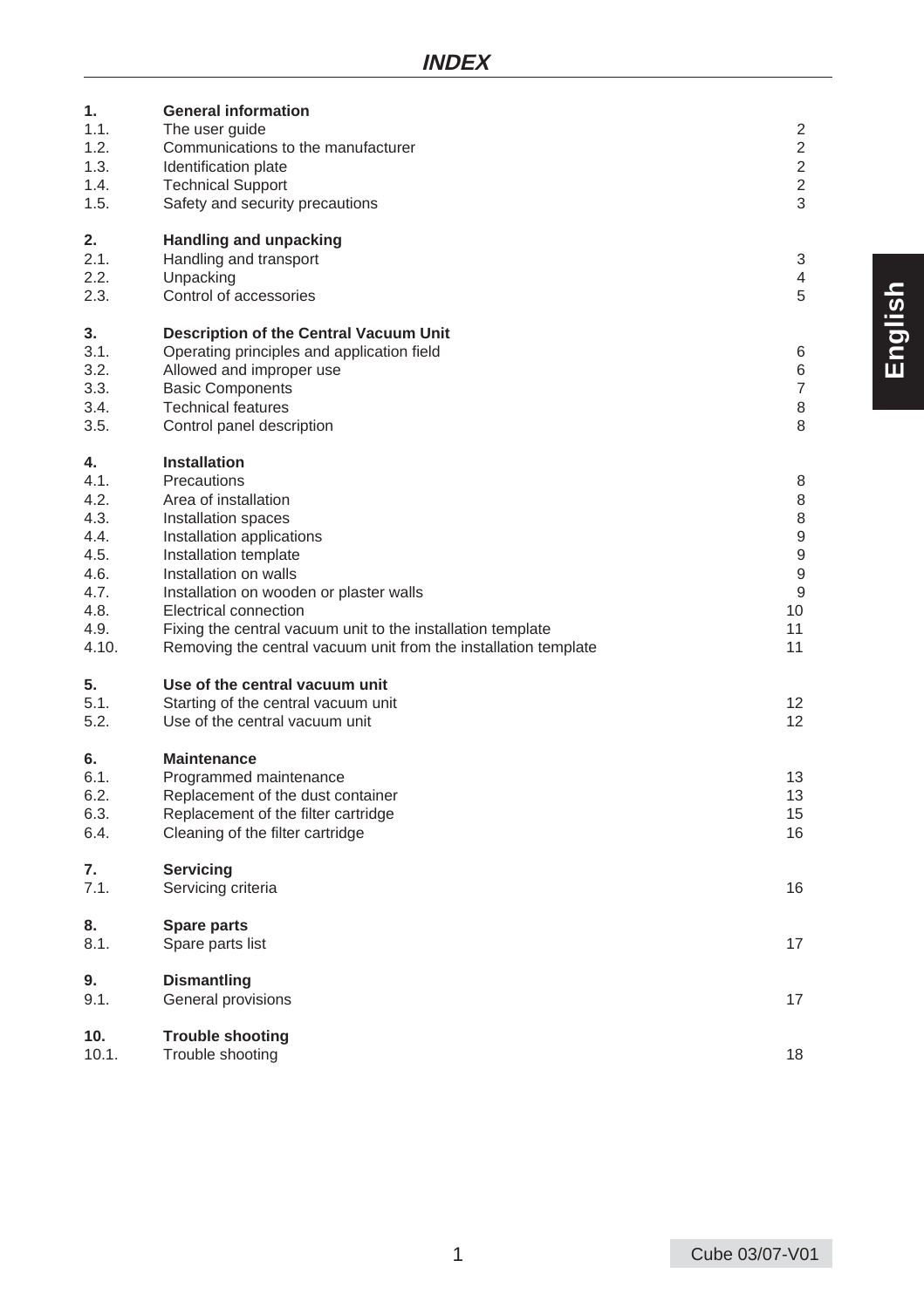# INDEX

| | | |
|---|---|---|
| **1.** | **General information** | |
| 1.1. | The user guide | 2 |
| 1.2. | Communications to the manufacturer | 2 |
| 1.3. | Identification plate | 2 |
| 1.4. | Technical Support | 2 |
| 1.5. | Safety and security precautions | 3 |
| **2.** | **Handling and unpacking** | |
| 2.1. | Handling and transport | 3 |
| 2.2. | Unpacking | 4 |
| 2.3. | Control of accessories | 5 |
| **3.** | **Description of the Central Vacuum Unit** | |
| 3.1. | Operating principles and application field | 6 |
| 3.2. | Allowed and improper use | 6 |
| 3.3. | Basic Components | 7 |
| 3.4. | Technical features | 8 |
| 3.5. | Control panel description | 8 |
| **4.** | **Installation** | |
| 4.1. | Precautions | 8 |
| 4.2. | Area of installation | 8 |
| 4.3. | Installation spaces | 8 |
| 4.4. | Installation applications | 9 |
| 4.5. | Installation template | 9 |
| 4.6. | Installation on walls | 9 |
| 4.7. | Installation on wooden or plaster walls | 9 |
| 4.8. | Electrical connection | 10 |
| 4.9. | Fixing the central vacuum unit to the installation template | 11 |
| 4.10. | Removing the central vacuum unit from the installation template | 11 |
| **5.** | **Use of the central vacuum unit** | |
| 5.1. | Starting of the central vacuum unit | 12 |
| 5.2. | Use of the central vacuum unit | 12 |
| **6.** | **Maintenance** | |
| 6.1. | Programmed maintenance | 13 |
| 6.2. | Replacement of the dust container | 13 |
| 6.3. | Replacement of the filter cartridge | 15 |
| 6.4. | Cleaning of the filter cartridge | 16 |
| **7.** | **Servicing** | |
| 7.1. | Servicing criteria | 16 |
| **8.** | **Spare parts** | |
| 8.1. | Spare parts list | 17 |
| **9.** | **Dismantling** | |
| 9.1. | General provisions | 17 |
| **10.** | **Trouble shooting** | |
| 10.1. | Trouble shooting | 18 |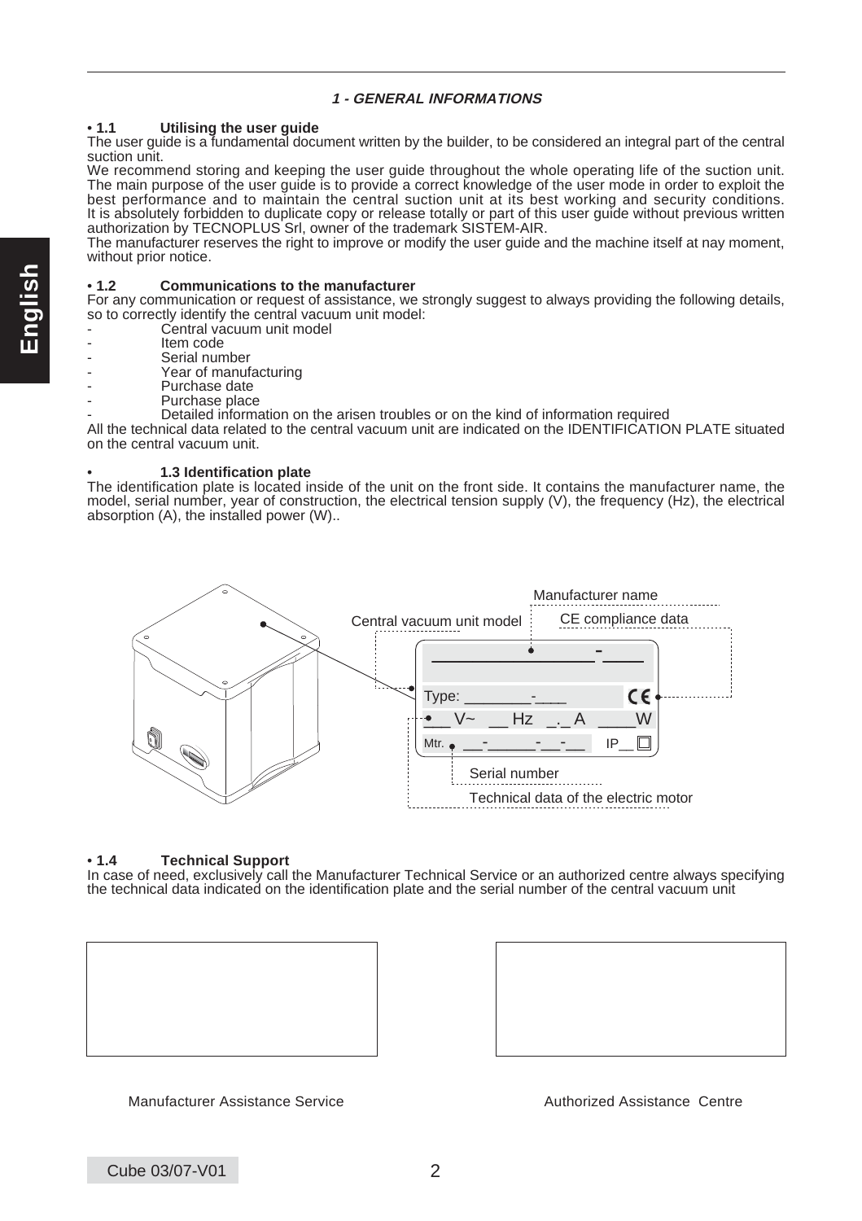# 1 - GENERAL INFORMATIONS

## • 1.1 Utilising the user guide

The user guide is a fundamental document written by the builder, to be considered an integral part of the central suction unit.

We recommend storing and keeping the user guide throughout the whole operating life of the suction unit. The main purpose of the user guide is to provide a correct knowledge of the user mode in order to exploit the best performance and to maintain the central suction unit at its best working and security conditions. It is absolutely forbidden to duplicate copy or release totally or part of this user guide without previous written authorization by TECNOPLUS Srl, owner of the trademark SISTEM-AIR.

The manufacturer reserves the right to improve or modify the user guide and the machine itself at nay moment, without prior notice.

## • 1.2 Communications to the manufacturer

For any communication or request of assistance, we strongly suggest to always providing the following details, so to correctly identify the central vacuum unit model:

- Central vacuum unit model
- Item code
- Serial number
- Year of manufacturing
- Purchase date
- Purchase place
- Detailed information on the arisen troubles or on the kind of information required

All the technical data related to the central vacuum unit are indicated on the IDENTIFICATION PLATE situated on the central vacuum unit.

## • 1.3 Identification plate

The identification plate is located inside of the unit on the front side. It contains the manufacturer name, the model, serial number, year of construction, the electrical tension supply (V), the frequency (Hz), the electrical absorption (A), the installed power (W)..

Manufacturer name

Central vacuum unit model

CE compliance data

Type: ________-____

___ V~ __ Hz _._ A ____W

Mtr. __-_____-__-__ IP__

Serial number

Technical data of the electric motor

## • 1.4 Technical Support

In case of need, exclusively call the Manufacturer Technical Service or an authorized centre always specifying the technical data indicated on the identification plate and the serial number of the central vacuum unit

Manufacturer Assistance Service

Authorized Assistance Centre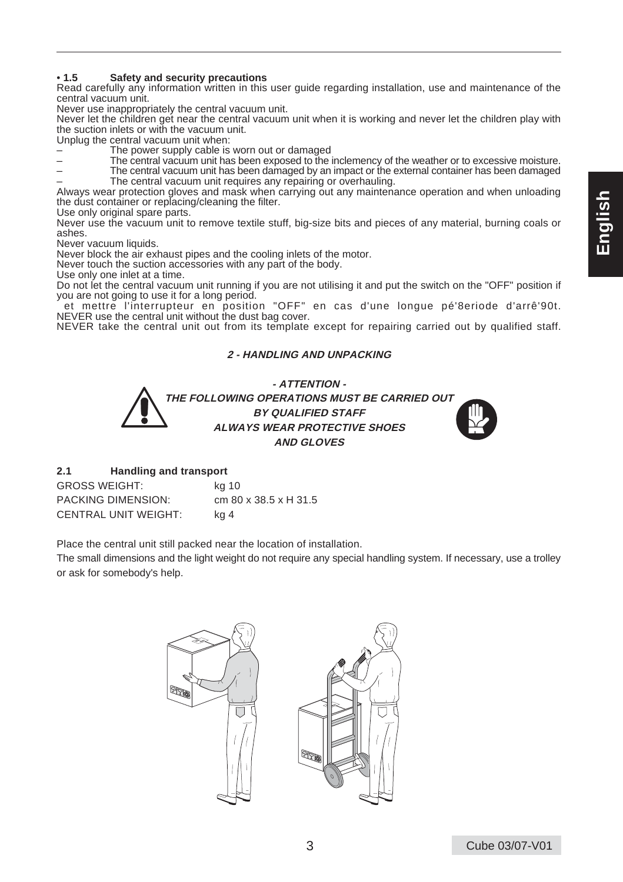### • 1.5 Safety and security precautions

Read carefully any information written in this user guide regarding installation, use and maintenance of the central vacuum unit.

Never use inappropriately the central vacuum unit.

Never let the children get near the central vacuum unit when it is working and never let the children play with the suction inlets or with the vacuum unit.

Unplug the central vacuum unit when:

– The power supply cable is worn out or damaged
– The central vacuum unit has been exposed to the inclemency of the weather or to excessive moisture.
– The central vacuum unit has been damaged by an impact or the external container has been damaged
– The central vacuum unit requires any repairing or overhauling.

Always wear protection gloves and mask when carrying out any maintenance operation and when unloading the dust container or replacing/cleaning the filter.

Use only original spare parts.

Never use the vacuum unit to remove textile stuff, big-size bits and pieces of any material, burning coals or ashes.

Never vacuum liquids.

Never block the air exhaust pipes and the cooling inlets of the motor.

Never touch the suction accessories with any part of the body.

Use only one inlet at a time.

Do not let the central vacuum unit running if you are not utilising it and put the switch on the "OFF" position if you are not going to use it for a long period.
et mettre l'interrupteur en position "OFF" en cas d'une longue pé'8eriode d'arrê'90t.
NEVER use the central unit without the dust bag cover.

NEVER take the central unit out from its template except for repairing carried out by qualified staff.

## 2 - HANDLING AND UNPACKING

**- ATTENTION -**
**THE FOLLOWING OPERATIONS MUST BE CARRIED OUT BY QUALIFIED STAFF**
**ALWAYS WEAR PROTECTIVE SHOES AND GLOVES**

### 2.1 Handling and transport

| | |
|---|---|
| GROSS WEIGHT: | kg 10 |
| PACKING DIMENSION: | cm 80 x 38.5 x H 31.5 |
| CENTRAL UNIT WEIGHT: | kg 4 |

Place the central unit still packed near the location of installation.

The small dimensions and the light weight do not require any special handling system. If necessary, use a trolley or ask for somebody's help.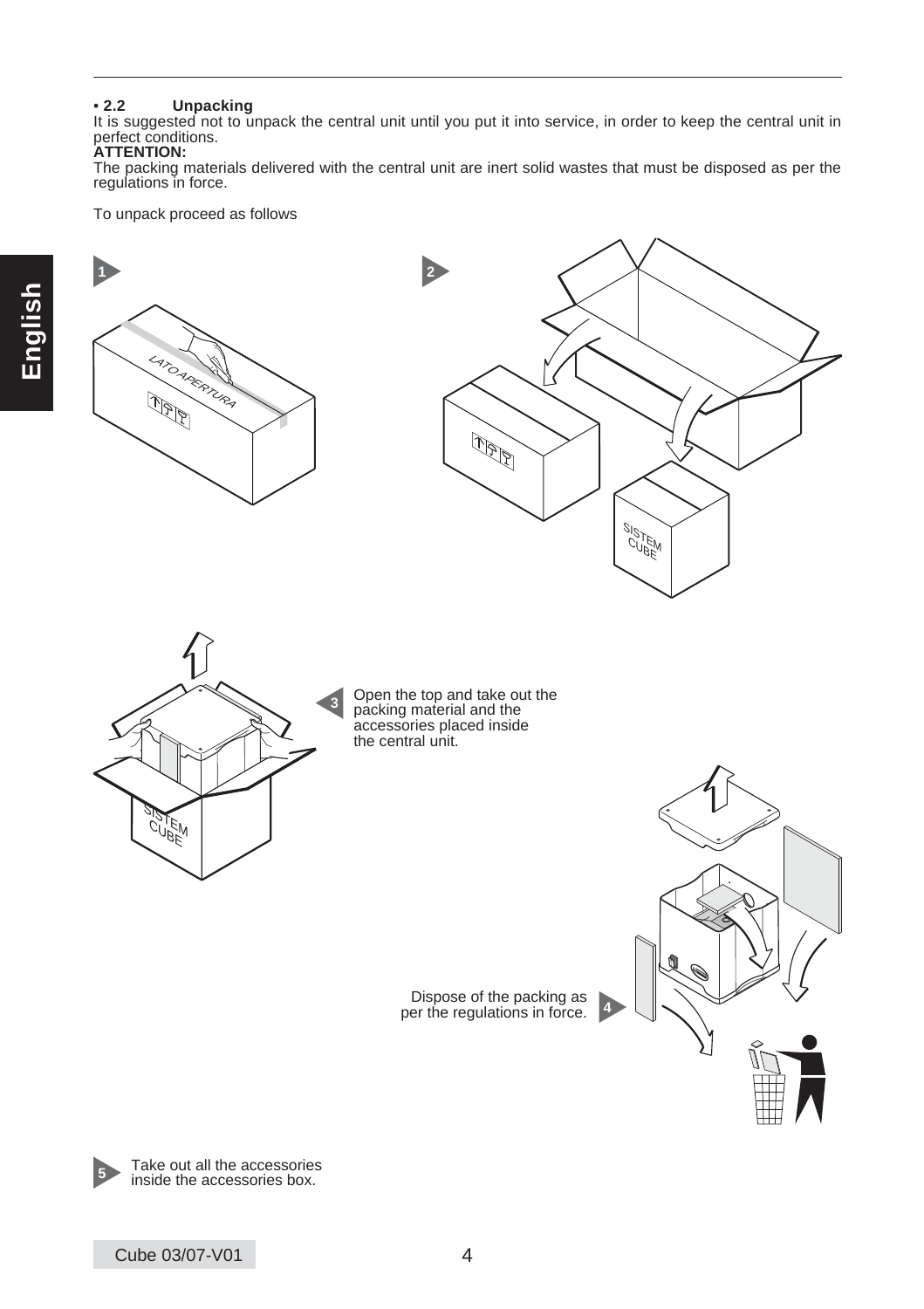## • 2.2 Unpacking

It is suggested not to unpack the central unit until you put it into service, in order to keep the central unit in perfect conditions.

**ATTENTION:**

The packing materials delivered with the central unit are inert solid wastes that must be disposed as per the regulations in force.

To unpack proceed as follows

1

2

3 Open the top and take out the packing material and the accessories placed inside the central unit.

4 Dispose of the packing as per the regulations in force.

5 Take out all the accessories inside the accessories box.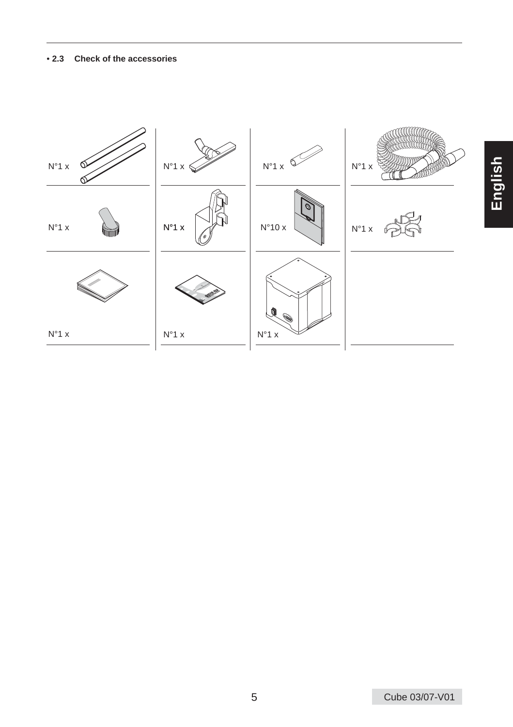• **2.3 Check of the accessories**

| | | | |
|---|---|---|---|
| N°1 x | N°1 x | N°1 x | N°1 x |
| N°1 x | N°1 x | N°10 x | N°1 x |
| N°1 x | N°1 x | N°1 x | |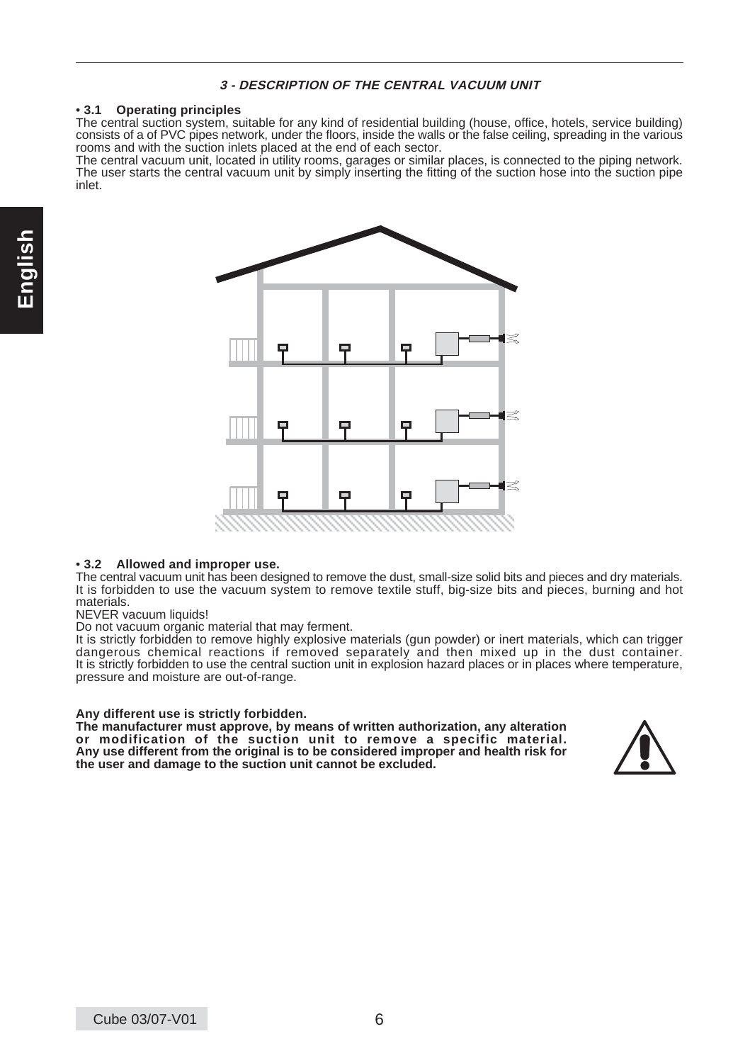## 3 - DESCRIPTION OF THE CENTRAL VACUUM UNIT

### • 3.1 Operating principles

The central suction system, suitable for any kind of residential building (house, office, hotels, service building) consists of a of PVC pipes network, under the floors, inside the walls or the false ceiling, spreading in the various rooms and with the suction inlets placed at the end of each sector.
The central vacuum unit, located in utility rooms, garages or similar places, is connected to the piping network. The user starts the central vacuum unit by simply inserting the fitting of the suction hose into the suction pipe inlet.

### • 3.2 Allowed and improper use.

The central vacuum unit has been designed to remove the dust, small-size solid bits and pieces and dry materials. It is forbidden to use the vacuum system to remove textile stuff, big-size bits and pieces, burning and hot materials.
NEVER vacuum liquids!
Do not vacuum organic material that may ferment.
It is strictly forbidden to remove highly explosive materials (gun powder) or inert materials, which can trigger dangerous chemical reactions if removed separately and then mixed up in the dust container. It is strictly forbidden to use the central suction unit in explosion hazard places or in places where temperature, pressure and moisture are out-of-range.

**Any different use is strictly forbidden.**
**The manufacturer must approve, by means of written authorization, any alteration or modification of the suction unit to remove a specific material. Any use different from the original is to be considered improper and health risk for the user and damage to the suction unit cannot be excluded.**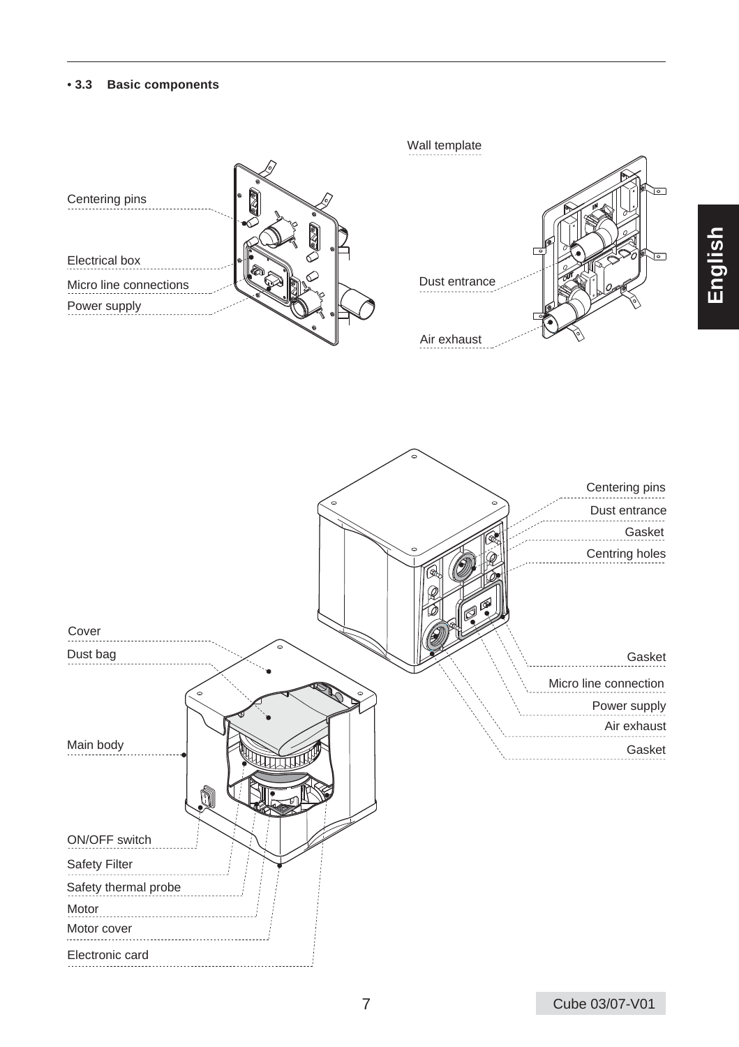• **3.3 Basic components**

Wall template

Centering pins

Electrical box

Micro line connections

Power supply

Dust entrance

Air exhaust

Centering pins

Dust entrance

Gasket

Centring holes

Cover

Dust bag

Gasket

Micro line connection

Power supply

Air exhaust

Main body

Gasket

ON/OFF switch

Safety Filter

Safety thermal probe

Motor

Motor cover

Electronic card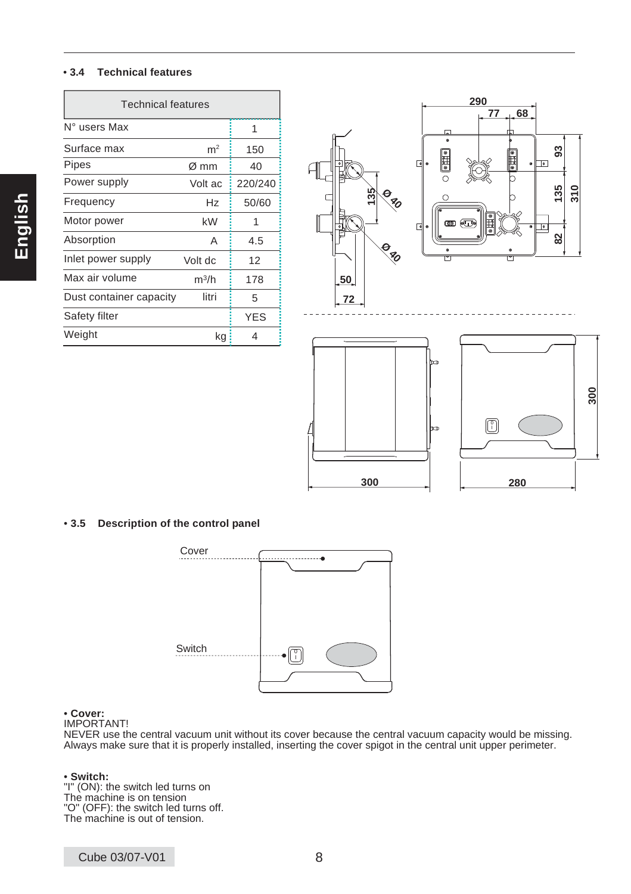## • 3.4 Technical features

| Technical features | | |
|---|---|---|
| N° users Max | | 1 |
| Surface max | $m^2$ | 150 |
| Pipes | Ø mm | 40 |
| Power supply | Volt ac | 220/240 |
| Frequency | Hz | 50/60 |
| Motor power | kW | 1 |
| Absorption | A | 4.5 |
| Inlet power supply | Volt dc | 12 |
| Max air volume | $m^3/h$ | 178 |
| Dust container capacity | litri | 5 |
| Safety filter | | YES |
| Weight | kg | 4 |

## • 3.5 Description of the control panel

**• Cover:**
IMPORTANT!
NEVER use the central vacuum unit without its cover because the central vacuum capacity would be missing.
Always make sure that it is properly installed, inserting the cover spigot in the central unit upper perimeter.

**• Switch:**
"I" (ON): the switch led turns on
The machine is on tension
"O" (OFF): the switch led turns off.
The machine is out of tension.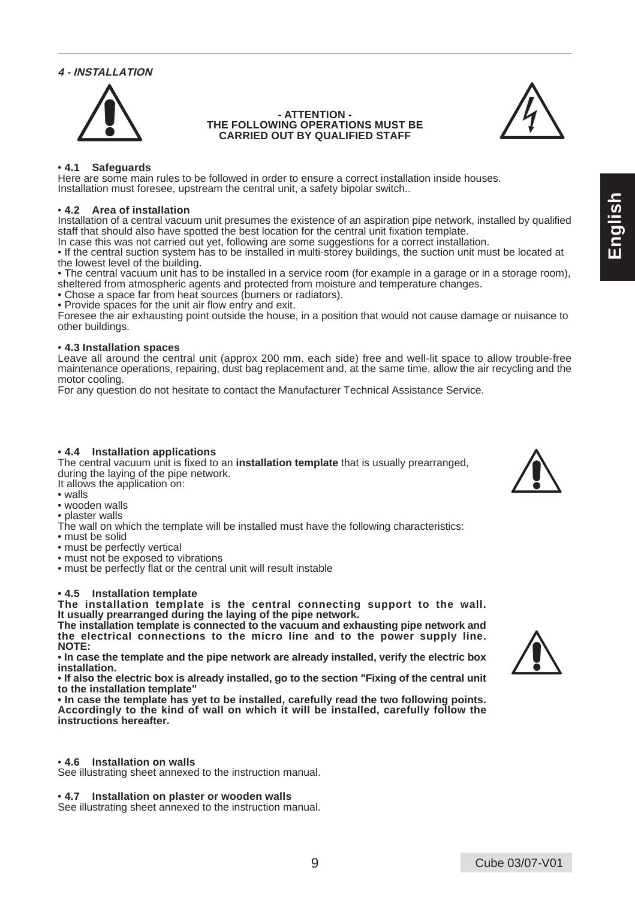## 4 - INSTALLATION

**- ATTENTION -**
**THE FOLLOWING OPERATIONS MUST BE CARRIED OUT BY QUALIFIED STAFF**

### • 4.1 Safeguards

Here are some main rules to be followed in order to ensure a correct installation inside houses.
Installation must foresee, upstream the central unit, a safety bipolar switch..

### • 4.2 Area of installation

Installation of a central vacuum unit presumes the existence of an aspiration pipe network, installed by qualified staff that should also have spotted the best location for the central unit fixation template.
In case this was not carried out yet, following are some suggestions for a correct installation.

- If the central suction system has to be installed in multi-storey buildings, the suction unit must be located at the lowest level of the building.
- The central vacuum unit has to be installed in a service room (for example in a garage or in a storage room), sheltered from atmospheric agents and protected from moisture and temperature changes.
- Chose a space far from heat sources (burners or radiators).
- Provide spaces for the unit air flow entry and exit.

Foresee the air exhausting point outside the house, in a position that would not cause damage or nuisance to other buildings.

### • 4.3 Installation spaces

Leave all around the central unit (approx 200 mm. each side) free and well-lit space to allow trouble-free maintenance operations, repairing, dust bag replacement and, at the same time, allow the air recycling and the motor cooling.
For any question do not hesitate to contact the Manufacturer Technical Assistance Service.

### • 4.4 Installation applications

The central vacuum unit is fixed to an **installation template** that is usually prearranged, during the laying of the pipe network.
It allows the application on:

- walls
- wooden walls
- plaster walls

The wall on which the template will be installed must have the following characteristics:

- must be solid
- must be perfectly vertical
- must not be exposed to vibrations
- must be perfectly flat or the central unit will result instable

### • 4.5 Installation template

**The installation template is the central connecting support to the wall. It usually prearranged during the laying of the pipe network.**
**The installation template is connected to the vacuum and exhausting pipe network and the electrical connections to the micro line and to the power supply line.**
**NOTE:**

- **In case the template and the pipe network are already installed, verify the electric box installation.**
- **If also the electric box is already installed, go to the section "Fixing of the central unit to the installation template"**
- **In case the template has yet to be installed, carefully read the two following points. Accordingly to the kind of wall on which it will be installed, carefully follow the instructions hereafter.**

### • 4.6 Installation on walls

See illustrating sheet annexed to the instruction manual.

### • 4.7 Installation on plaster or wooden walls

See illustrating sheet annexed to the instruction manual.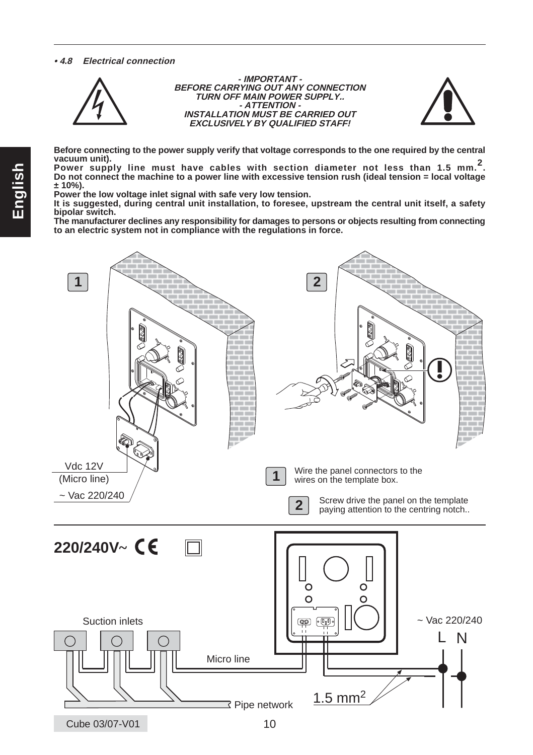## • 4.8 Electrical connection

**- IMPORTANT -**
**BEFORE CARRYING OUT ANY CONNECTION TURN OFF MAIN POWER SUPPLY..**
**- ATTENTION -**
**INSTALLATION MUST BE CARRIED OUT EXCLUSIVELY BY QUALIFIED STAFF!**

**Before connecting to the power supply verify that voltage corresponds to the one required by the central vacuum unit).**
**Power supply line must have cables with section diameter not less than 1.5 mm.$^2$.**
**Do not connect the machine to a power line with excessive tension rush (ideal tension = local voltage ± 10%).**
**Power the low voltage inlet signal with safe very low tension.**
**It is suggested, during central unit installation, to foresee, upstream the central unit itself, a safety bipolar switch.**
**The manufacturer declines any responsibility for damages to persons or objects resulting from connecting to an electric system not in compliance with the regulations in force.**

1 2

Vdc 12V
(Micro line)
~ Vac 220/240

**1** Wire the panel connectors to the wires on the template box.

**2** Screw drive the panel on the template paying attention to the centring notch..

**220/240V~ CE**

Suction inlets

~ Vac 220/240

L N

Micro line

1.5 mm$^2$

Pipe network

Cube 03/07-V01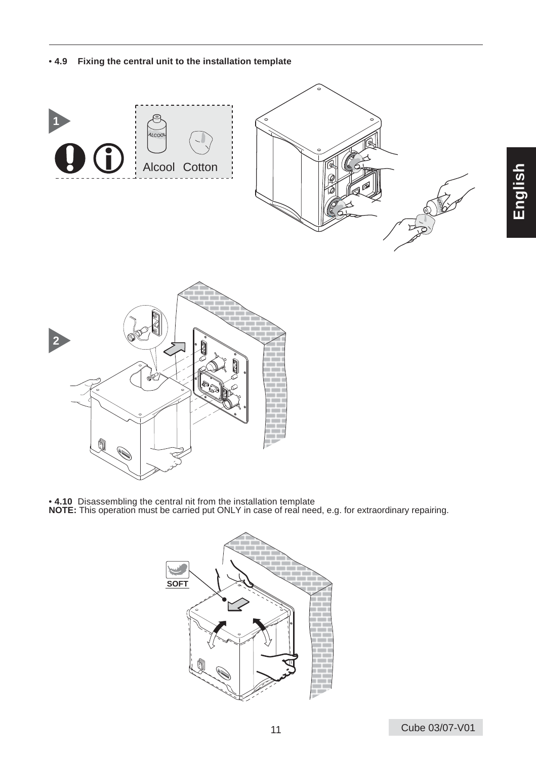• **4.9 Fixing the central unit to the installation template**

1

Alcool Cotton

2

• **4.10** Disassembling the central nit from the installation template
**NOTE:** This operation must be carried put ONLY in case of real need, e.g. for extraordinary repairing.

SOFT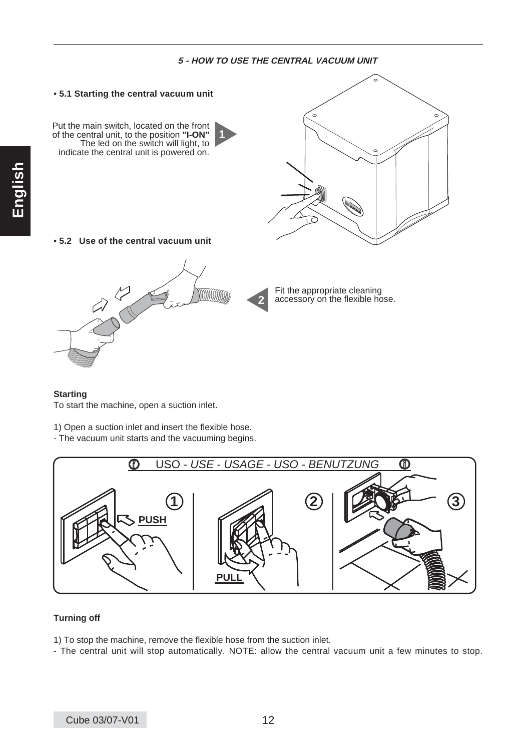## 5 - HOW TO USE THE CENTRAL VACUUM UNIT

### • 5.1 Starting the central vacuum unit

Put the main switch, located on the front of the central unit, to the position **"I-ON"** The led on the switch will light, to indicate the central unit is powered on.

### • 5.2 Use of the central vacuum unit

Fit the appropriate cleaning accessory on the flexible hose.

**Starting**

To start the machine, open a suction inlet.

1) Open a suction inlet and insert the flexible hose.

- The vacuum unit starts and the vacuuming begins.

**Turning off**

1) To stop the machine, remove the flexible hose from the suction inlet.

- The central unit will stop automatically. NOTE: allow the central vacuum unit a few minutes to stop.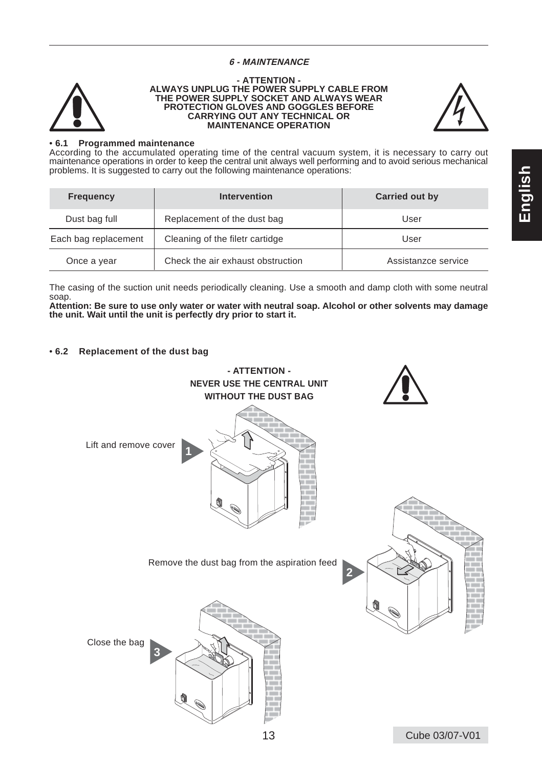## 6 - MAINTENANCE

**- ATTENTION -**
**ALWAYS UNPLUG THE POWER SUPPLY CABLE FROM THE POWER SUPPLY SOCKET AND ALWAYS WEAR PROTECTION GLOVES AND GOGGLES BEFORE CARRYING OUT ANY TECHNICAL OR MAINTENANCE OPERATION**

### • 6.1 Programmed maintenance

According to the accumulated operating time of the central vacuum system, it is necessary to carry out maintenance operations in order to keep the central unit always well performing and to avoid serious mechanical problems. It is suggested to carry out the following maintenance operations:

| Frequency | Intervention | Carried out by |
|---|---|---|
| Dust bag full | Replacement of the dust bag | User |
| Each bag replacement | Cleaning of the filetr cartidge | User |
| Once a year | Check the air exhaust obstruction | Assistanzce service |

The casing of the suction unit needs periodically cleaning. Use a smooth and damp cloth with some neutral soap.

**Attention: Be sure to use only water or water with neutral soap. Alcohol or other solvents may damage the unit. Wait until the unit is perfectly dry prior to start it.**

### • 6.2 Replacement of the dust bag

**- ATTENTION -**
**NEVER USE THE CENTRAL UNIT WITHOUT THE DUST BAG**

1. Lift and remove cover
2. Remove the dust bag from the aspiration feed
3. Close the bag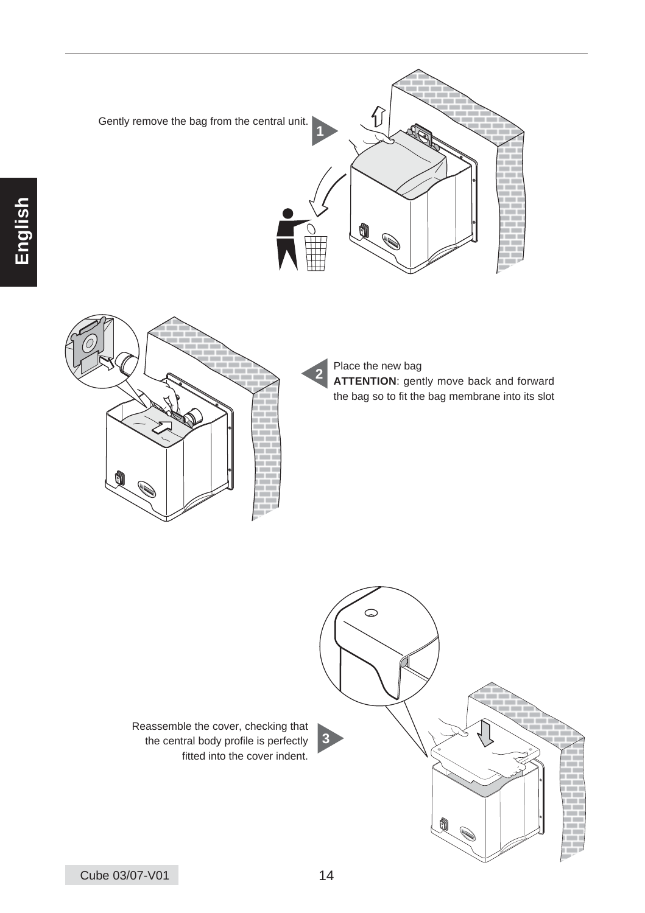Gently remove the bag from the central unit.

**1**

**2**

Place the new bag

**ATTENTION**: gently move back and forward the bag so to fit the bag membrane into its slot

Reassemble the cover, checking that the central body profile is perfectly fitted into the cover indent.

**3**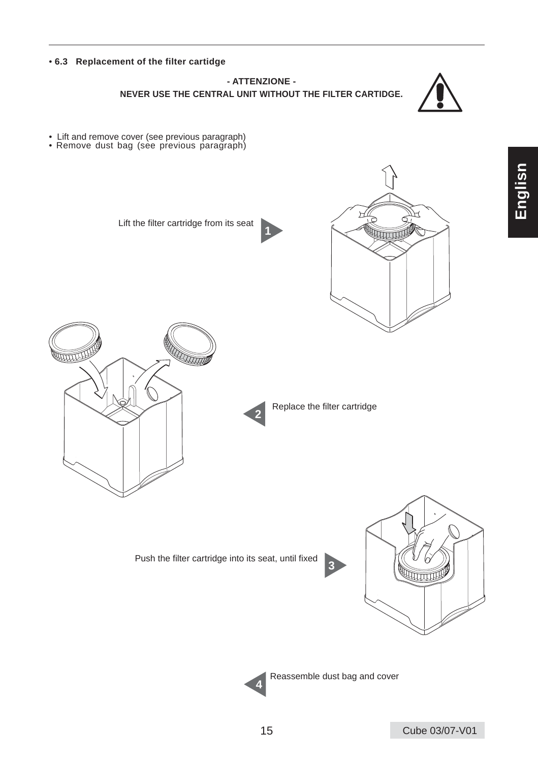## • 6.3 Replacement of the filter cartidge

**- ATTENZIONE -**

**NEVER USE THE CENTRAL UNIT WITHOUT THE FILTER CARTIDGE.**

- Lift and remove cover (see previous paragraph)
- Remove dust bag (see previous paragraph)

1. Lift the filter cartridge from its seat
2. Replace the filter cartridge
3. Push the filter cartridge into its seat, until fixed
4. Reassemble dust bag and cover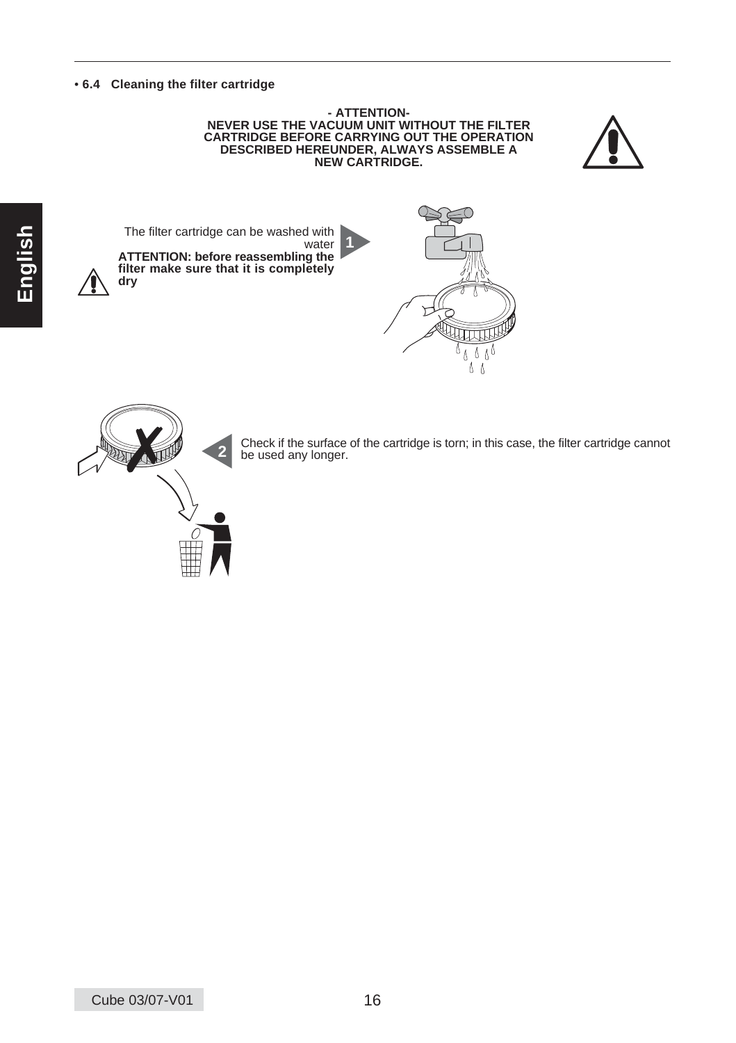## • 6.4 Cleaning the filter cartridge

**- ATTENTION-**
**NEVER USE THE VACUUM UNIT WITHOUT THE FILTER CARTRIDGE BEFORE CARRYING OUT THE OPERATION DESCRIBED HEREUNDER, ALWAYS ASSEMBLE A NEW CARTRIDGE.**

**1** The filter cartridge can be washed with water

**ATTENTION: before reassembling the filter make sure that it is completely dry**

**2** Check if the surface of the cartridge is torn; in this case, the filter cartridge cannot be used any longer.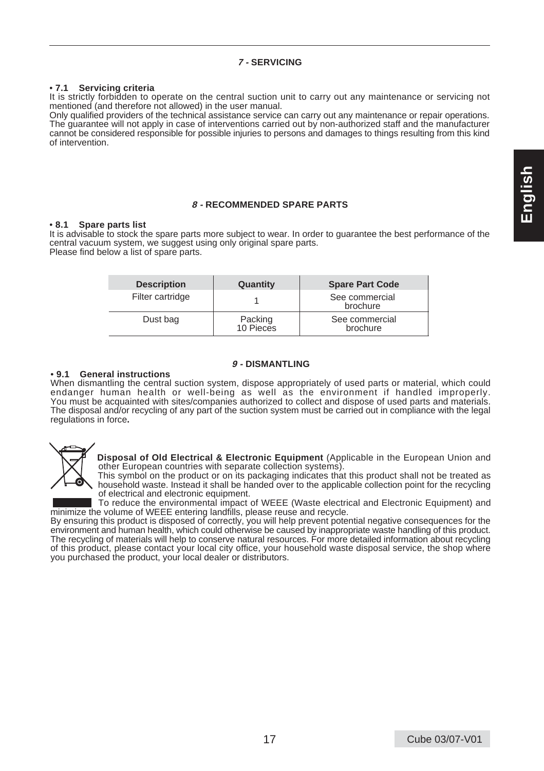## 7 - SERVICING

**• 7.1 Servicing criteria**

It is strictly forbidden to operate on the central suction unit to carry out any maintenance or servicing not mentioned (and therefore not allowed) in the user manual.

Only qualified providers of the technical assistance service can carry out any maintenance or repair operations. The guarantee will not apply in case of interventions carried out by non-authorized staff and the manufacturer cannot be considered responsible for possible injuries to persons and damages to things resulting from this kind of intervention.

## 8 - RECOMMENDED SPARE PARTS

**• 8.1 Spare parts list**

It is advisable to stock the spare parts more subject to wear. In order to guarantee the best performance of the central vacuum system, we suggest using only original spare parts.

Please find below a list of spare parts.

| Description | Quantity | Spare Part Code |
|---|---|---|
| Filter cartridge | 1 | See commercial brochure |
| Dust bag | Packing 10 Pieces | See commercial brochure |

## 9 - DISMANTLING

**• 9.1 General instructions**

When dismantling the central suction system, dispose appropriately of used parts or material, which could endanger human health or well-being as well as the environment if handled improperly. You must be acquainted with sites/companies authorized to collect and dispose of used parts and materials. The disposal and/or recycling of any part of the suction system must be carried out in compliance with the legal regulations in force**.**

**Disposal of Old Electrical & Electronic Equipment** (Applicable in the European Union and other European countries with separate collection systems).

This symbol on the product or on its packaging indicates that this product shall not be treated as household waste. Instead it shall be handed over to the applicable collection point for the recycling of electrical and electronic equipment.

To reduce the environmental impact of WEEE (Waste electrical and Electronic Equipment) and minimize the volume of WEEE entering landfills, please reuse and recycle.

By ensuring this product is disposed of correctly, you will help prevent potential negative consequences for the environment and human health, which could otherwise be caused by inappropriate waste handling of this product. The recycling of materials will help to conserve natural resources. For more detailed information about recycling of this product, please contact your local city office, your household waste disposal service, the shop where you purchased the product, your local dealer or distributors.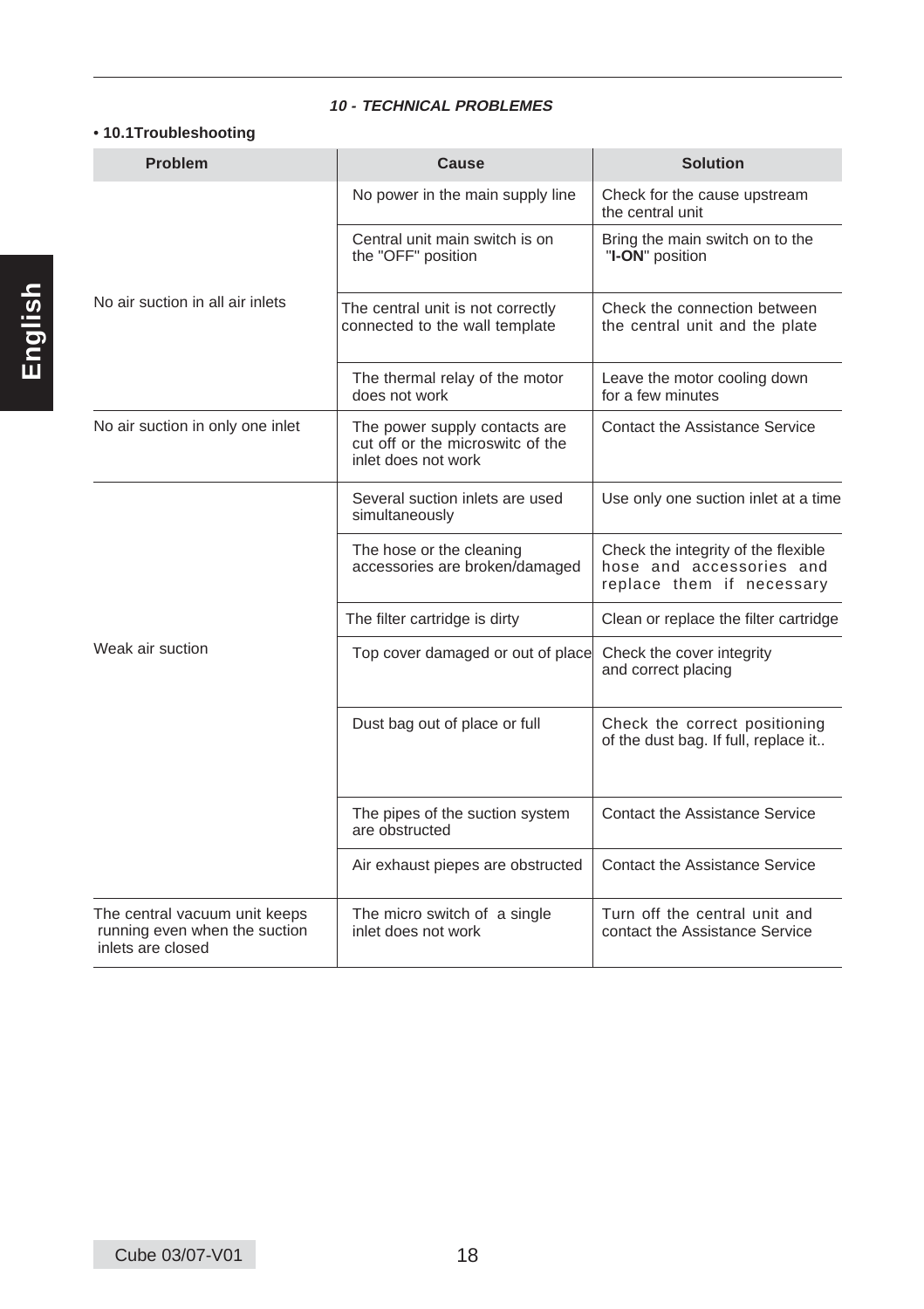## *10 - TECHNICAL PROBLEMES*

### • 10.1Troubleshooting

| Problem | Cause | Solution |
|---|---|---|
| No air suction in all air inlets | No power in the main supply line | Check for the cause upstream the central unit |
| | Central unit main switch is on the "OFF" position | Bring the main switch on to the "**I-ON**" position |
| | The central unit is not correctly connected to the wall template | Check the connection between the central unit and the plate |
| | The thermal relay of the motor does not work | Leave the motor cooling down for a few minutes |
| No air suction in only one inlet | The power supply contacts are cut off or the microswitc of the inlet does not work | Contact the Assistance Service |
| Weak air suction | Several suction inlets are used simultaneously | Use only one suction inlet at a time |
| | The hose or the cleaning accessories are broken/damaged | Check the integrity of the flexible hose and accessories and replace them if necessary |
| | The filter cartridge is dirty | Clean or replace the filter cartridge |
| | Top cover damaged or out of place | Check the cover integrity and correct placing |
| | Dust bag out of place or full | Check the correct positioning of the dust bag. If full, replace it.. |
| | The pipes of the suction system are obstructed | Contact the Assistance Service |
| | Air exhaust piepes are obstructed | Contact the Assistance Service |
| The central vacuum unit keeps running even when the suction inlets are closed | The micro switch of a single inlet does not work | Turn off the central unit and contact the Assistance Service |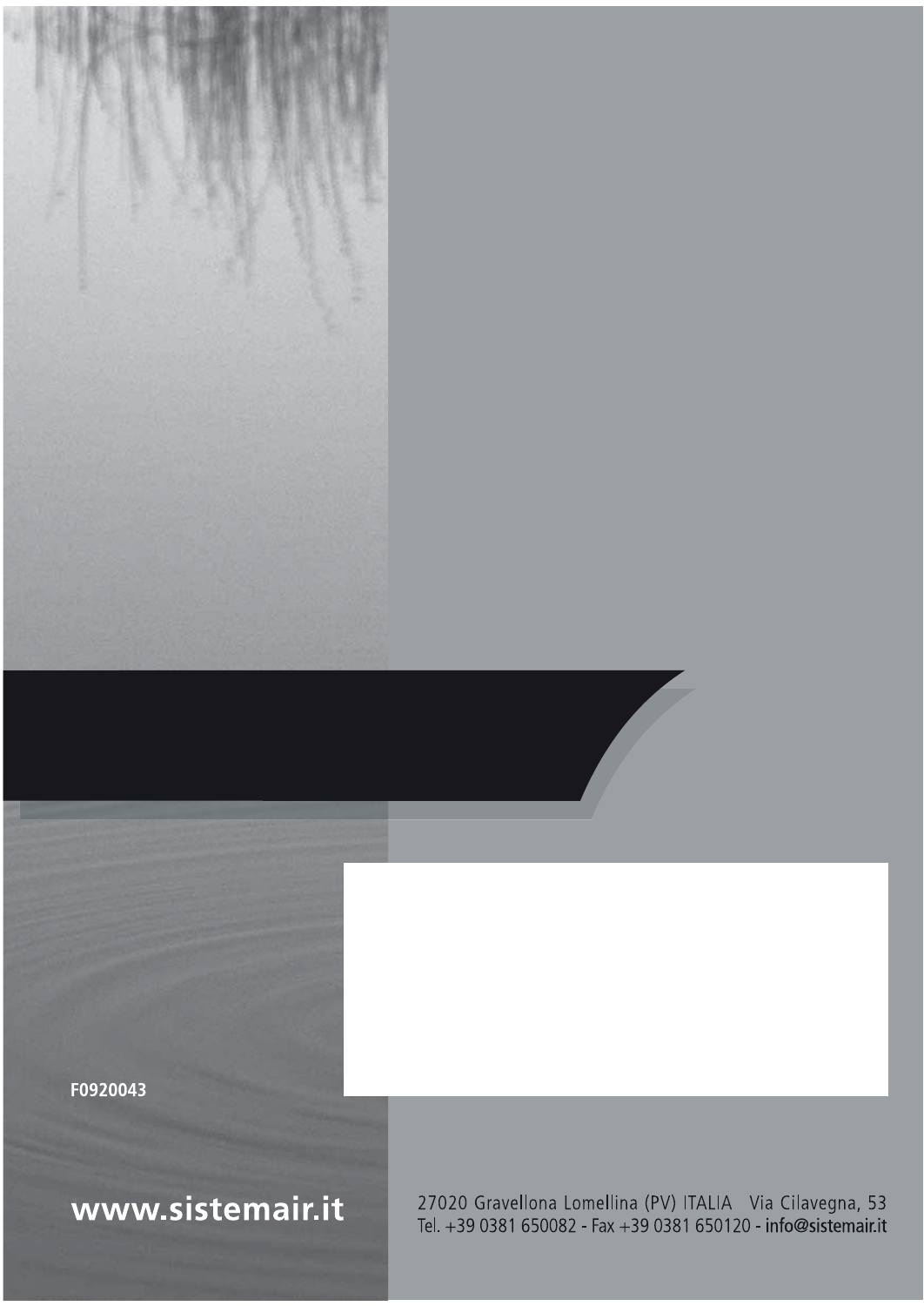F0920043

www.sistemair.it

27020 Gravellona Lomellina (PV) ITALIA   Via Cilavegna, 53
Tel. +39 0381 650082 - Fax +39 0381 650120 - info@sistemair.it